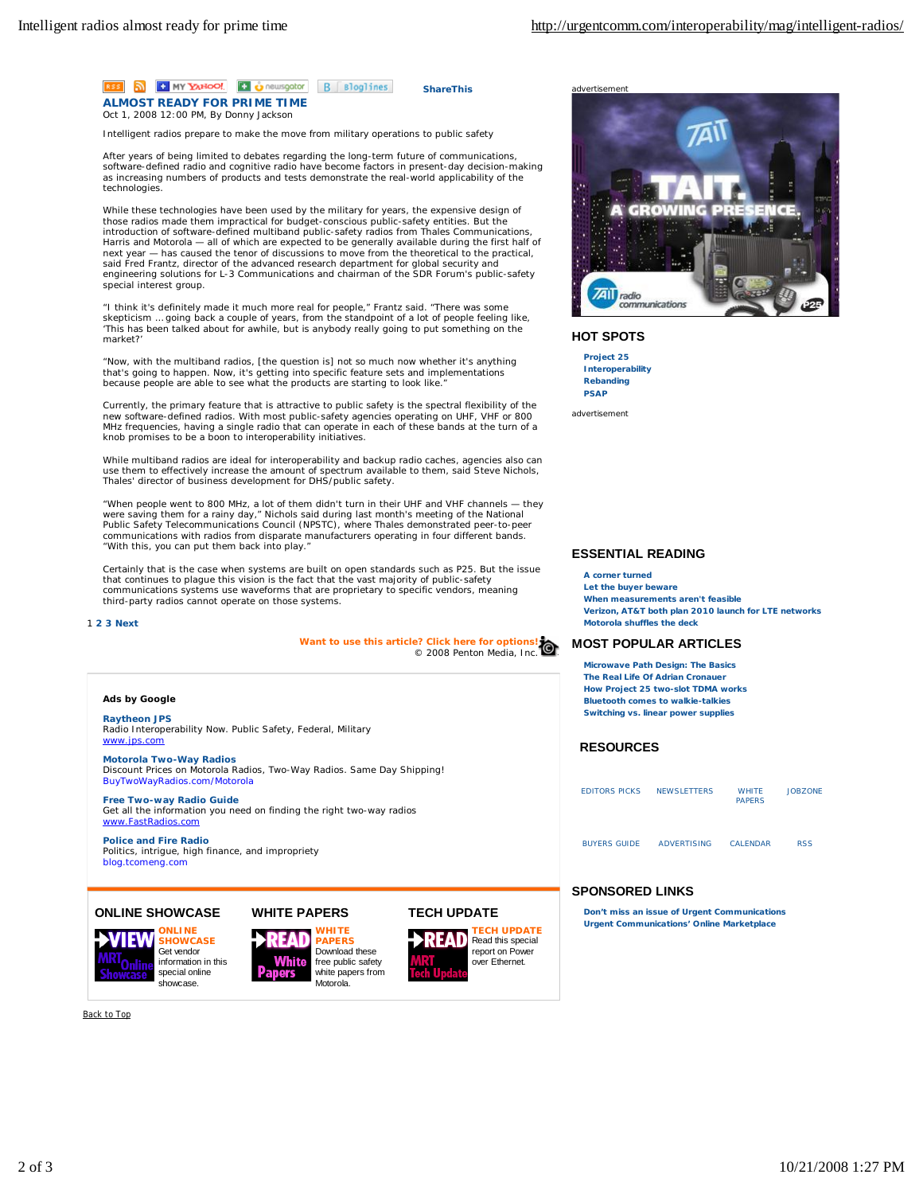RSS | MY YAHOO! | newsgator | Bloglines | ShareThis

## ALMOST READY FOR PRIME TIME

Oct 1, 2008 12:00 PM, By Donny Jackson

Intelligent radios prepare to make the move from military operations to public safety

After years of being limited to debates regarding the long-term future of communications, software-defined radio and cognitive radio have become factors in present-day decision-making as increasing numbers of products and tests demonstrate the real-world applicability of the technologies.

While these technologies have been used by the military for years, the expensive design of those radios made them impractical for budget-conscious public-safety entities. But the introduction of software-defined multiband public-safety radios from Thales Communications, Harris and Motorola — all of which are expected to be generally available during the first half of next year — has caused the tenor of discussions to move from the theoretical to the practical, said Fred Frantz, director of the advanced research department for global security and engineering solutions for L-3 Communications and chairman of the SDR Forum's public-safety special interest group.

"I think it's definitely made it much more real for people," Frantz said. "There was some skepticism … going back a couple of years, from the standpoint of a lot of people feeling like, 'This has been talked about for awhile, but is anybody really going to put something on the market?'

"Now, with the multiband radios, [the question is] not so much now whether it's anything that's going to happen. Now, it's getting into specific feature sets and implementations because people are able to see what the products are starting to look like."

Currently, the primary feature that is attractive to public safety is the spectral flexibility of the new software-defined radios. With most public-safety agencies operating on UHF, VHF or 800 MHz frequencies, having a single radio that can operate in each of these bands at the turn of a knob promises to be a boon to interoperability initiatives.

While multiband radios are ideal for interoperability and backup radio caches, agencies also can use them to effectively increase the amount of spectrum available to them, said Steve Nichols, Thales' director of business development for DHS/public safety.

"When people went to 800 MHz, a lot of them didn't turn in their UHF and VHF channels — they were saving them for a rainy day," Nichols said during last month's meeting of the National Public Safety Telecommunications Council (NPSTC), where Thales demonstrated peer-to-peer communications with radios from disparate manufacturers operating in four different bands. "With this, you can put them back into play."

Certainly that is the case when systems are built on open standards such as P25. But the issue that continues to plague this vision is the fact that the vast majority of public-safety communications systems use waveforms that are proprietary to specific vendors, meaning third-party radios cannot operate on those systems.

1 2 3 Next

Want to use this article? Click here for options!
© 2008 Penton Media, Inc.

**Ads by Google**

**Raytheon JPS**
Radio Interoperability Now. Public Safety, Federal, Military
www.jps.com

**Motorola Two-Way Radios**
Discount Prices on Motorola Radios, Two-Way Radios. Same Day Shipping!
BuyTwoWayRadios.com/Motorola

**Free Two-way Radio Guide**
Get all the information you need on finding the right two-way radios
www.FastRadios.com

**Police and Fire Radio**
Politics, intrigue, high finance, and impropriety
blog.tcomeng.com

### ONLINE SHOWCASE

**ONLINE SHOWCASE** Get vendor information in this special online showcase.

### WHITE PAPERS

**WHITE PAPERS** Download these free public safety white papers from Motorola.

### TECH UPDATE

**TECH UPDATE** Read this special report on Power over Ethernet.

Back to Top

advertisement

### HOT SPOTS

- Project 25
- Interoperability
- Rebanding
- PSAP

advertisement

### ESSENTIAL READING

- A corner turned
- Let the buyer beware
- When measurements aren't feasible
- Verizon, AT&T both plan 2010 launch for LTE networks
- Motorola shuffles the deck

### MOST POPULAR ARTICLES

- Microwave Path Design: The Basics
- The Real Life Of Adrian Cronauer
- How Project 25 two-slot TDMA works
- Bluetooth comes to walkie-talkies
- Switching vs. linear power supplies

### RESOURCES

EDITORS PICKS | NEWSLETTERS | WHITE PAPERS | JOBZONE
BUYERS GUIDE | ADVERTISING | CALENDAR | RSS

### SPONSORED LINKS

- Don't miss an issue of Urgent Communications
- Urgent Communications' Online Marketplace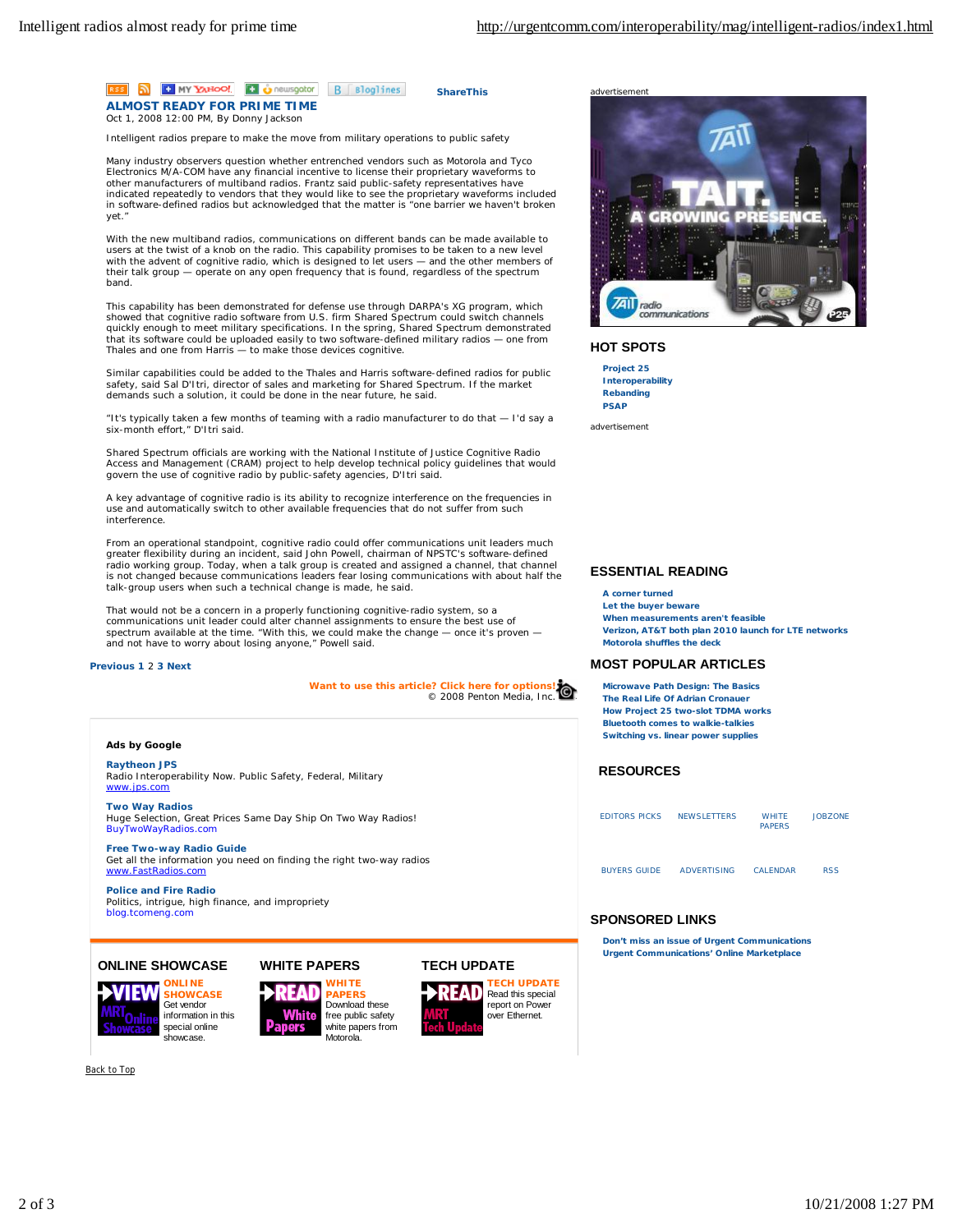RSS | MY YAHOO! | newsgator | Bloglines | ShareThis

## ALMOST READY FOR PRIME TIME

Oct 1, 2008 12:00 PM, By Donny Jackson

Intelligent radios prepare to make the move from military operations to public safety

Many industry observers question whether entrenched vendors such as Motorola and Tyco Electronics M/A-COM have any financial incentive to license their proprietary waveforms to other manufacturers of multiband radios. Frantz said public-safety representatives have indicated repeatedly to vendors that they would like to see the proprietary waveforms included in software-defined radios but acknowledged that the matter is "one barrier we haven't broken yet."

With the new multiband radios, communications on different bands can be made available to users at the twist of a knob on the radio. This capability promises to be taken to a new level with the advent of cognitive radio, which is designed to let users — and the other members of their talk group — operate on any open frequency that is found, regardless of the spectrum band.

This capability has been demonstrated for defense use through DARPA's XG program, which showed that cognitive radio software from U.S. firm Shared Spectrum could switch channels quickly enough to meet military specifications. In the spring, Shared Spectrum demonstrated that its software could be uploaded easily to two software-defined military radios — one from Thales and one from Harris — to make those devices cognitive.

Similar capabilities could be added to the Thales and Harris software-defined radios for public safety, said Sal D'Itri, director of sales and marketing for Shared Spectrum. If the market demands such a solution, it could be done in the near future, he said.

"It's typically taken a few months of teaming with a radio manufacturer to do that — I'd say a six-month effort," D'Itri said.

Shared Spectrum officials are working with the National Institute of Justice Cognitive Radio Access and Management (CRAM) project to help develop technical policy guidelines that would govern the use of cognitive radio by public-safety agencies, D'Itri said.

A key advantage of cognitive radio is its ability to recognize interference on the frequencies in use and automatically switch to other available frequencies that do not suffer from such interference.

From an operational standpoint, cognitive radio could offer communications unit leaders much greater flexibility during an incident, said John Powell, chairman of NPSTC's software-defined radio working group. Today, when a talk group is created and assigned a channel, that channel is not changed because communications leaders fear losing communications with about half the talk-group users when such a technical change is made, he said.

That would not be a concern in a properly functioning cognitive-radio system, so a communications unit leader could alter channel assignments to ensure the best use of spectrum available at the time. "With this, we could make the change — once it's proven — and not have to worry about losing anyone," Powell said.

Previous 1 2 3 Next

Want to use this article? Click here for options!
© 2008 Penton Media, Inc.

### Ads by Google

**Raytheon JPS**
Radio Interoperability Now. Public Safety, Federal, Military
www.jps.com

**Two Way Radios**
Huge Selection, Great Prices Same Day Ship On Two Way Radios!
BuyTwoWayRadios.com

**Free Two-way Radio Guide**
Get all the information you need on finding the right two-way radios
www.FastRadios.com

**Police and Fire Radio**
Politics, intrigue, high finance, and impropriety
blog.tcomeng.com

### ONLINE SHOWCASE

ONLINE SHOWCASE
Get vendor information in this special online showcase.

### WHITE PAPERS

WHITE PAPERS
Download these free public safety white papers from Motorola.

### TECH UPDATE

TECH UPDATE
Read this special report on Power over Ethernet.

Back to Top

advertisement

### HOT SPOTS

- Project 25
- Interoperability
- Rebanding
- PSAP

advertisement

### ESSENTIAL READING

- A corner turned
- Let the buyer beware
- When measurements aren't feasible
- Verizon, AT&T both plan 2010 launch for LTE networks
- Motorola shuffles the deck

### MOST POPULAR ARTICLES

- Microwave Path Design: The Basics
- The Real Life Of Adrian Cronauer
- How Project 25 two-slot TDMA works
- Bluetooth comes to walkie-talkies
- Switching vs. linear power supplies

### RESOURCES

EDITORS PICKS | NEWSLETTERS | WHITE PAPERS | JOBZONE
BUYERS GUIDE | ADVERTISING | CALENDAR | RSS

### SPONSORED LINKS

- Don't miss an issue of Urgent Communications
- Urgent Communications' Online Marketplace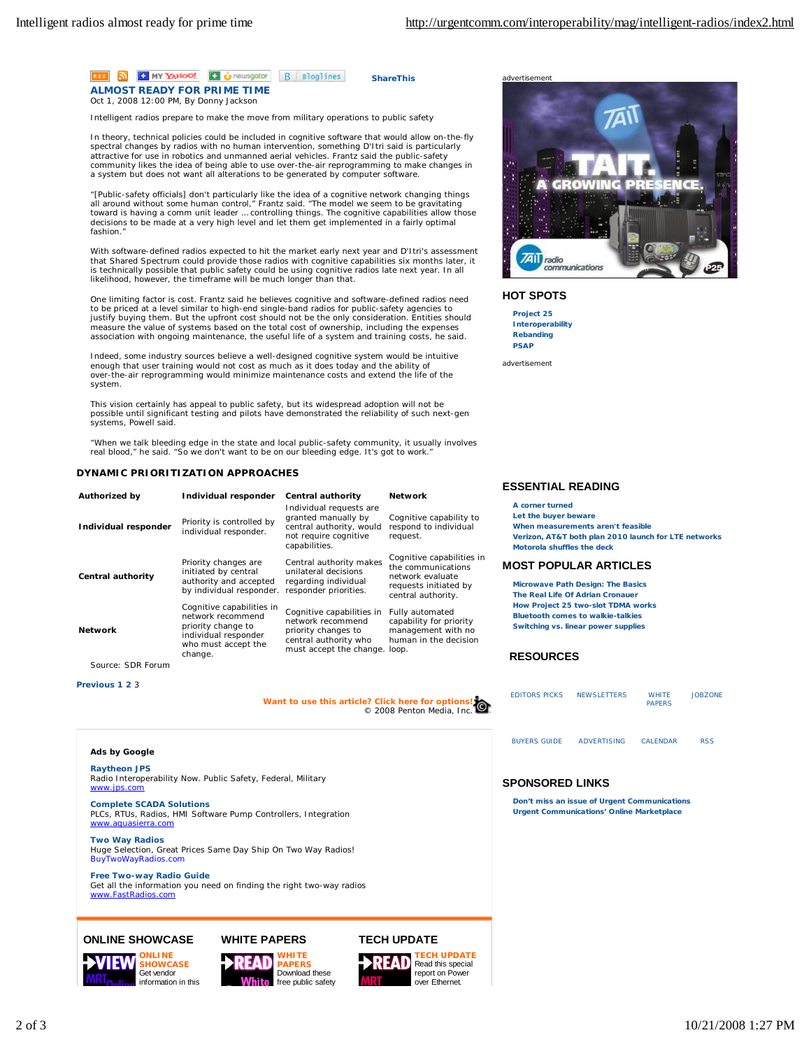## ALMOST READY FOR PRIME TIME

Oct 1, 2008 12:00 PM, By Donny Jackson

Intelligent radios prepare to make the move from military operations to public safety

In theory, technical policies could be included in cognitive software that would allow on-the-fly spectral changes by radios with no human intervention, something D'Itri said is particularly attractive for use in robotics and unmanned aerial vehicles. Frantz said the public-safety community likes the idea of being able to use over-the-air reprogramming to make changes in a system but does not want all alterations to be generated by computer software.

"[Public-safety officials] don't particularly like the idea of a cognitive network changing things all around without some human control," Frantz said. "The model we seem to be gravitating toward is having a comm unit leader … controlling things. The cognitive capabilities allow those decisions to be made at a very high level and let them get implemented in a fairly optimal fashion."

With software-defined radios expected to hit the market early next year and D'Itri's assessment that Shared Spectrum could provide those radios with cognitive capabilities six months later, it is technically possible that public safety could be using cognitive radios late next year. In all likelihood, however, the timeframe will be much longer than that.

One limiting factor is cost. Frantz said he believes cognitive and software-defined radios need to be priced at a level similar to high-end single-band radios for public-safety agencies to justify buying them. But the upfront cost should not be the only consideration. Entities should measure the value of systems based on the total cost of ownership, including the expenses association with ongoing maintenance, the useful life of a system and training costs, he said.

Indeed, some industry sources believe a well-designed cognitive system would be intuitive enough that user training would not cost as much as it does today and the ability of over-the-air reprogramming would minimize maintenance costs and extend the life of the system.

This vision certainly has appeal to public safety, but its widespread adoption will not be possible until significant testing and pilots have demonstrated the reliability of such next-gen systems, Powell said.

"When we talk bleeding edge in the state and local public-safety community, it usually involves real blood," he said. "So we don't want to be on our bleeding edge. It's got to work."

### DYNAMIC PRIORITIZATION APPROACHES

| Authorized by | Individual responder | Central authority | Network |
|---|---|---|---|
| Individual responder | Priority is controlled by individual responder. | Individual requests are granted manually by central authority, would not require cognitive capabilities. | Cognitive capability to respond to individual request. |
| Central authority | Priority changes are initiated by central authority and accepted by individual responder. | Central authority makes unilateral decisions regarding individual responder priorities. | Cognitive capabilities in the communications network evaluate requests initiated by central authority. |
| Network | Cognitive capabilities in network recommend priority change to individual responder who must accept the change. | Cognitive capabilities in network recommend priority changes to central authority who must accept the change. | Fully automated capability for priority management with no human in the decision loop. |

Source: SDR Forum

© 2008 Penton Media, Inc.